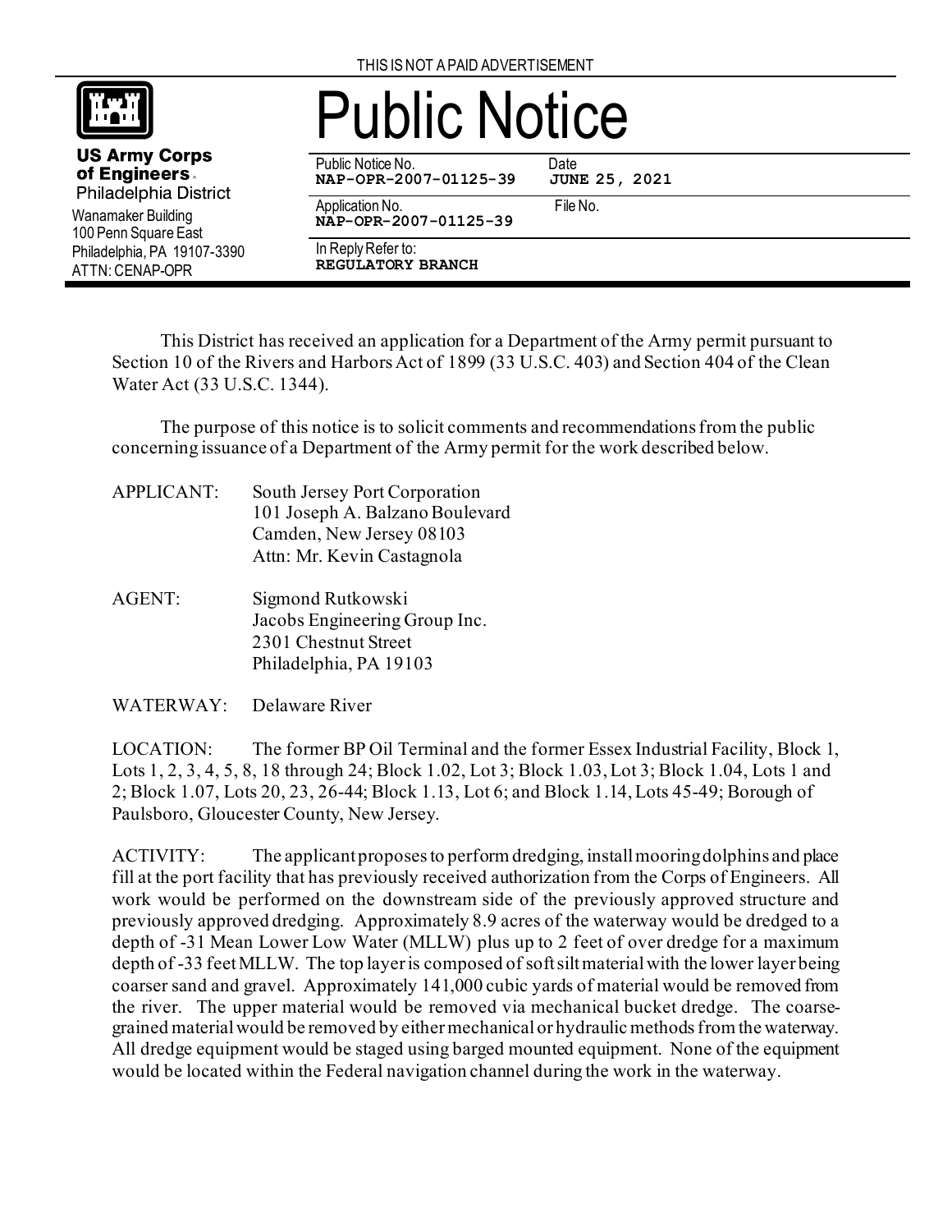THIS IS NOT A PAID ADVERTISEMENT

**US Army Corps of Engineers**
Philadelphia District
Wanamaker Building
100 Penn Square East
Philadelphia, PA 19107-3390
ATTN: CENAP-OPR

# Public Notice

| Public Notice No. | Date |
|---|---|
| **NAP-OPR-2007-01125-39** | **JUNE 25, 2021** |
| Application No. | File No. |
| **NAP-OPR-2007-01125-39** | |
| In Reply Refer to: | |
| **REGULATORY BRANCH** | |

This District has received an application for a Department of the Army permit pursuant to Section 10 of the Rivers and Harbors Act of 1899 (33 U.S.C. 403) and Section 404 of the Clean Water Act (33 U.S.C. 1344).

The purpose of this notice is to solicit comments and recommendations from the public concerning issuance of a Department of the Army permit for the work described below.

APPLICANT: South Jersey Port Corporation
101 Joseph A. Balzano Boulevard
Camden, New Jersey 08103
Attn: Mr. Kevin Castagnola

AGENT: Sigmond Rutkowski
Jacobs Engineering Group Inc.
2301 Chestnut Street
Philadelphia, PA 19103

WATERWAY: Delaware River

LOCATION: The former BP Oil Terminal and the former Essex Industrial Facility, Block 1, Lots 1, 2, 3, 4, 5, 8, 18 through 24; Block 1.02, Lot 3; Block 1.03, Lot 3; Block 1.04, Lots 1 and 2; Block 1.07, Lots 20, 23, 26-44; Block 1.13, Lot 6; and Block 1.14, Lots 45-49; Borough of Paulsboro, Gloucester County, New Jersey.

ACTIVITY: The applicant proposes to perform dredging, install mooring dolphins and place fill at the port facility that has previously received authorization from the Corps of Engineers. All work would be performed on the downstream side of the previously approved structure and previously approved dredging. Approximately 8.9 acres of the waterway would be dredged to a depth of -31 Mean Lower Low Water (MLLW) plus up to 2 feet of over dredge for a maximum depth of -33 feet MLLW. The top layer is composed of soft silt material with the lower layer being coarser sand and gravel. Approximately 141,000 cubic yards of material would be removed from the river. The upper material would be removed via mechanical bucket dredge. The coarse-grained material would be removed by either mechanical or hydraulic methods from the waterway. All dredge equipment would be staged using barged mounted equipment. None of the equipment would be located within the Federal navigation channel during the work in the waterway.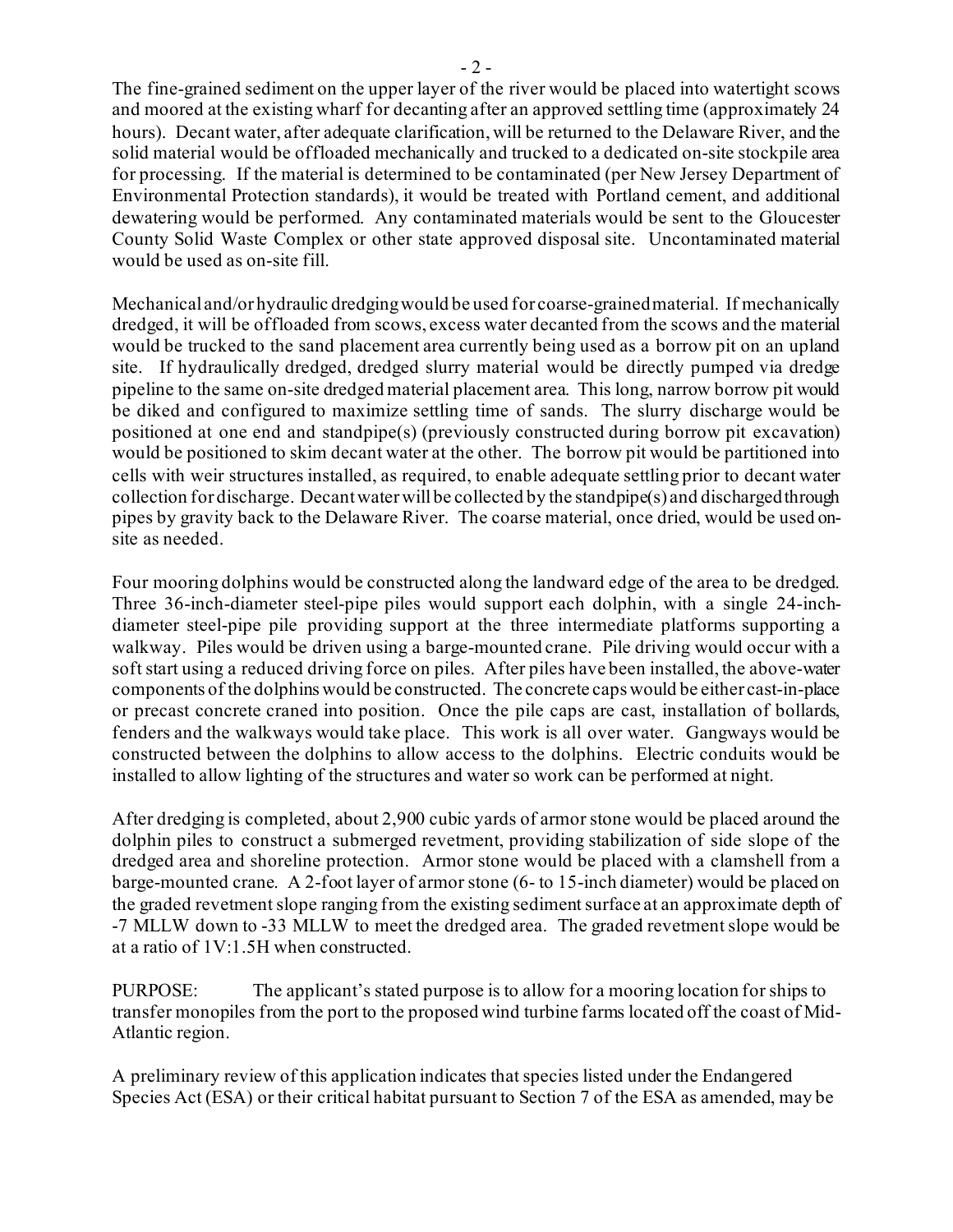The fine-grained sediment on the upper layer of the river would be placed into watertight scows and moored at the existing wharf for decanting after an approved settling time (approximately 24 hours). Decant water, after adequate clarification, will be returned to the Delaware River, and the solid material would be offloaded mechanically and trucked to a dedicated on-site stockpile area for processing. If the material is determined to be contaminated (per New Jersey Department of Environmental Protection standards), it would be treated with Portland cement, and additional dewatering would be performed. Any contaminated materials would be sent to the Gloucester County Solid Waste Complex or other state approved disposal site. Uncontaminated material would be used as on-site fill.

Mechanical and/or hydraulic dredging would be used for coarse-grained material. If mechanically dredged, it will be offloaded from scows, excess water decanted from the scows and the material would be trucked to the sand placement area currently being used as a borrow pit on an upland site. If hydraulically dredged, dredged slurry material would be directly pumped via dredge pipeline to the same on-site dredged material placement area. This long, narrow borrow pit would be diked and configured to maximize settling time of sands. The slurry discharge would be positioned at one end and standpipe(s) (previously constructed during borrow pit excavation) would be positioned to skim decant water at the other. The borrow pit would be partitioned into cells with weir structures installed, as required, to enable adequate settling prior to decant water collection for discharge. Decant water will be collected by the standpipe(s) and discharged through pipes by gravity back to the Delaware River. The coarse material, once dried, would be used on-site as needed.

Four mooring dolphins would be constructed along the landward edge of the area to be dredged. Three 36-inch-diameter steel-pipe piles would support each dolphin, with a single 24-inch-diameter steel-pipe pile providing support at the three intermediate platforms supporting a walkway. Piles would be driven using a barge-mounted crane. Pile driving would occur with a soft start using a reduced driving force on piles. After piles have been installed, the above-water components of the dolphins would be constructed. The concrete caps would be either cast-in-place or precast concrete craned into position. Once the pile caps are cast, installation of bollards, fenders and the walkways would take place. This work is all over water. Gangways would be constructed between the dolphins to allow access to the dolphins. Electric conduits would be installed to allow lighting of the structures and water so work can be performed at night.

After dredging is completed, about 2,900 cubic yards of armor stone would be placed around the dolphin piles to construct a submerged revetment, providing stabilization of side slope of the dredged area and shoreline protection. Armor stone would be placed with a clamshell from a barge-mounted crane. A 2-foot layer of armor stone (6- to 15-inch diameter) would be placed on the graded revetment slope ranging from the existing sediment surface at an approximate depth of -7 MLLW down to -33 MLLW to meet the dredged area. The graded revetment slope would be at a ratio of 1V:1.5H when constructed.

PURPOSE: The applicant's stated purpose is to allow for a mooring location for ships to transfer monopiles from the port to the proposed wind turbine farms located off the coast of Mid-Atlantic region.

A preliminary review of this application indicates that species listed under the Endangered Species Act (ESA) or their critical habitat pursuant to Section 7 of the ESA as amended, may be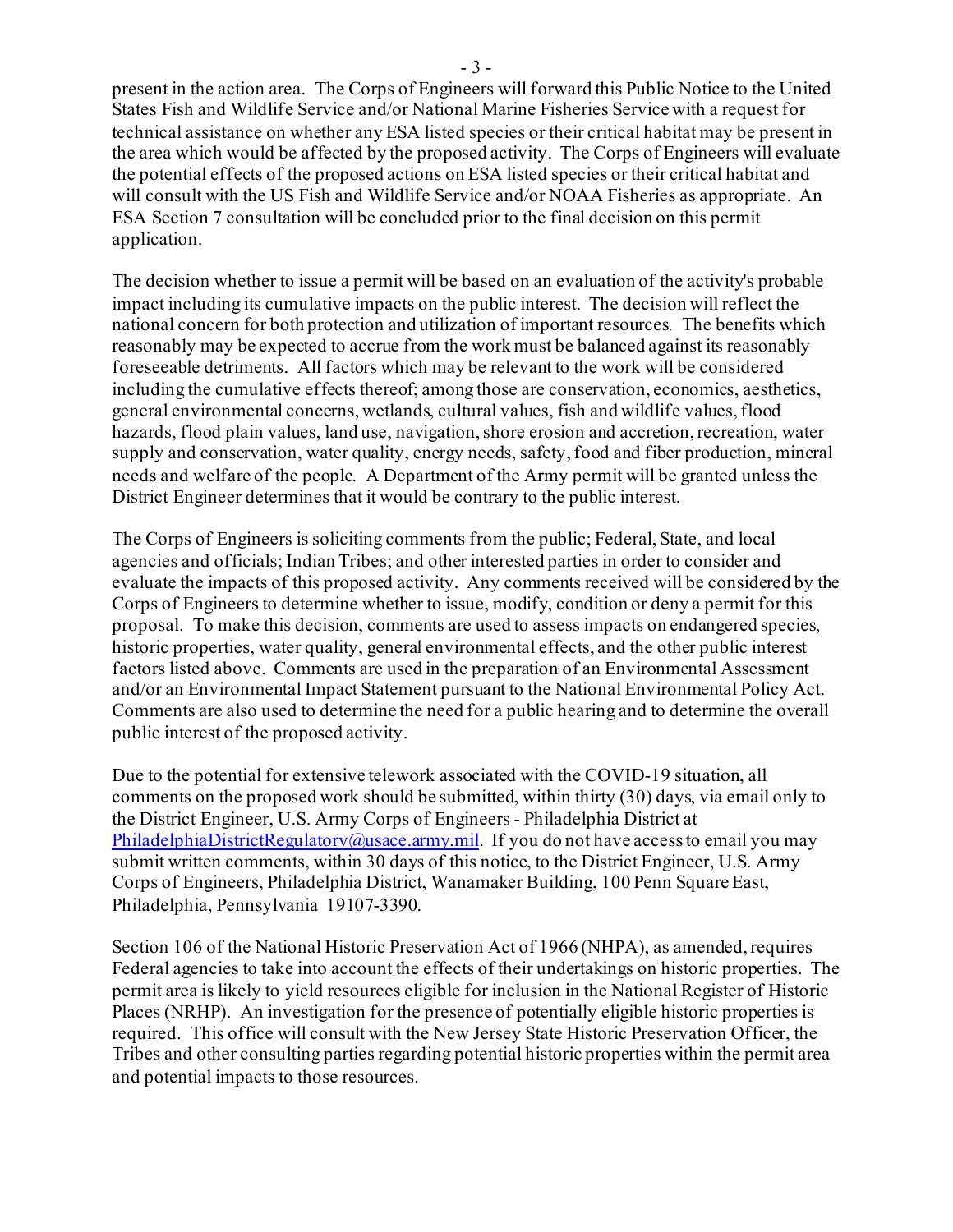present in the action area. The Corps of Engineers will forward this Public Notice to the United States Fish and Wildlife Service and/or National Marine Fisheries Service with a request for technical assistance on whether any ESA listed species or their critical habitat may be present in the area which would be affected by the proposed activity. The Corps of Engineers will evaluate the potential effects of the proposed actions on ESA listed species or their critical habitat and will consult with the US Fish and Wildlife Service and/or NOAA Fisheries as appropriate. An ESA Section 7 consultation will be concluded prior to the final decision on this permit application.

The decision whether to issue a permit will be based on an evaluation of the activity's probable impact including its cumulative impacts on the public interest. The decision will reflect the national concern for both protection and utilization of important resources. The benefits which reasonably may be expected to accrue from the work must be balanced against its reasonably foreseeable detriments. All factors which may be relevant to the work will be considered including the cumulative effects thereof; among those are conservation, economics, aesthetics, general environmental concerns, wetlands, cultural values, fish and wildlife values, flood hazards, flood plain values, land use, navigation, shore erosion and accretion, recreation, water supply and conservation, water quality, energy needs, safety, food and fiber production, mineral needs and welfare of the people. A Department of the Army permit will be granted unless the District Engineer determines that it would be contrary to the public interest.

The Corps of Engineers is soliciting comments from the public; Federal, State, and local agencies and officials; Indian Tribes; and other interested parties in order to consider and evaluate the impacts of this proposed activity. Any comments received will be considered by the Corps of Engineers to determine whether to issue, modify, condition or deny a permit for this proposal. To make this decision, comments are used to assess impacts on endangered species, historic properties, water quality, general environmental effects, and the other public interest factors listed above. Comments are used in the preparation of an Environmental Assessment and/or an Environmental Impact Statement pursuant to the National Environmental Policy Act. Comments are also used to determine the need for a public hearing and to determine the overall public interest of the proposed activity.

Due to the potential for extensive telework associated with the COVID-19 situation, all comments on the proposed work should be submitted, within thirty (30) days, via email only to the District Engineer, U.S. Army Corps of Engineers - Philadelphia District at PhiladelphiaDistrictRegulatory@usace.army.mil. If you do not have access to email you may submit written comments, within 30 days of this notice, to the District Engineer, U.S. Army Corps of Engineers, Philadelphia District, Wanamaker Building, 100 Penn Square East, Philadelphia, Pennsylvania 19107-3390.

Section 106 of the National Historic Preservation Act of 1966 (NHPA), as amended, requires Federal agencies to take into account the effects of their undertakings on historic properties. The permit area is likely to yield resources eligible for inclusion in the National Register of Historic Places (NRHP). An investigation for the presence of potentially eligible historic properties is required. This office will consult with the New Jersey State Historic Preservation Officer, the Tribes and other consulting parties regarding potential historic properties within the permit area and potential impacts to those resources.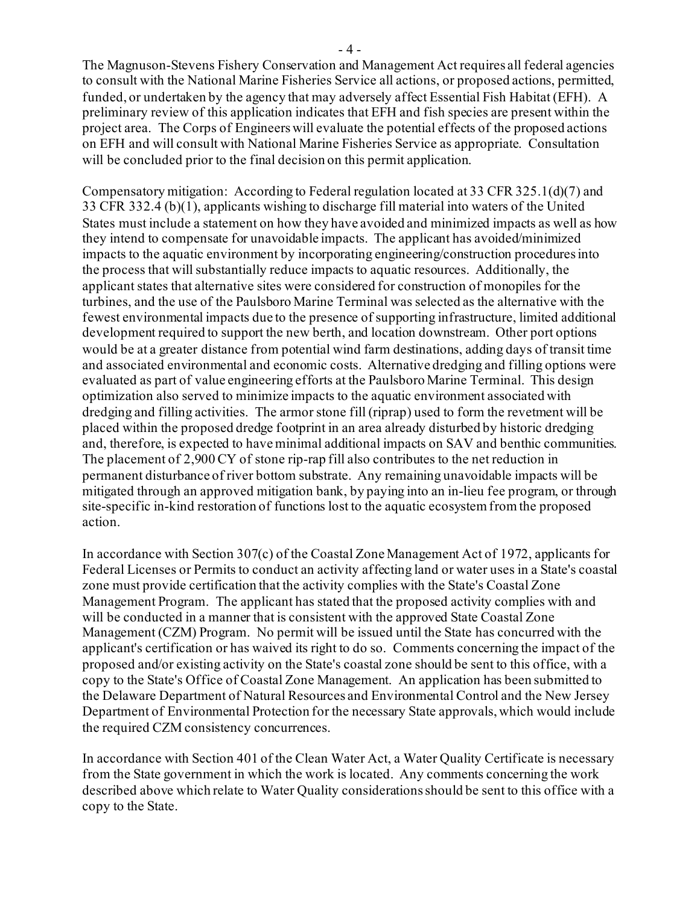The Magnuson-Stevens Fishery Conservation and Management Act requires all federal agencies to consult with the National Marine Fisheries Service all actions, or proposed actions, permitted, funded, or undertaken by the agency that may adversely affect Essential Fish Habitat (EFH). A preliminary review of this application indicates that EFH and fish species are present within the project area. The Corps of Engineers will evaluate the potential effects of the proposed actions on EFH and will consult with National Marine Fisheries Service as appropriate. Consultation will be concluded prior to the final decision on this permit application.

Compensatory mitigation: According to Federal regulation located at 33 CFR 325.1(d)(7) and 33 CFR 332.4 (b)(1), applicants wishing to discharge fill material into waters of the United States must include a statement on how they have avoided and minimized impacts as well as how they intend to compensate for unavoidable impacts. The applicant has avoided/minimized impacts to the aquatic environment by incorporating engineering/construction procedures into the process that will substantially reduce impacts to aquatic resources. Additionally, the applicant states that alternative sites were considered for construction of monopiles for the turbines, and the use of the Paulsboro Marine Terminal was selected as the alternative with the fewest environmental impacts due to the presence of supporting infrastructure, limited additional development required to support the new berth, and location downstream. Other port options would be at a greater distance from potential wind farm destinations, adding days of transit time and associated environmental and economic costs. Alternative dredging and filling options were evaluated as part of value engineering efforts at the Paulsboro Marine Terminal. This design optimization also served to minimize impacts to the aquatic environment associated with dredging and filling activities. The armor stone fill (riprap) used to form the revetment will be placed within the proposed dredge footprint in an area already disturbed by historic dredging and, therefore, is expected to have minimal additional impacts on SAV and benthic communities. The placement of 2,900 CY of stone rip-rap fill also contributes to the net reduction in permanent disturbance of river bottom substrate. Any remaining unavoidable impacts will be mitigated through an approved mitigation bank, by paying into an in-lieu fee program, or through site-specific in-kind restoration of functions lost to the aquatic ecosystem from the proposed action.

In accordance with Section 307(c) of the Coastal Zone Management Act of 1972, applicants for Federal Licenses or Permits to conduct an activity affecting land or water uses in a State's coastal zone must provide certification that the activity complies with the State's Coastal Zone Management Program. The applicant has stated that the proposed activity complies with and will be conducted in a manner that is consistent with the approved State Coastal Zone Management (CZM) Program. No permit will be issued until the State has concurred with the applicant's certification or has waived its right to do so. Comments concerning the impact of the proposed and/or existing activity on the State's coastal zone should be sent to this office, with a copy to the State's Office of Coastal Zone Management. An application has been submitted to the Delaware Department of Natural Resources and Environmental Control and the New Jersey Department of Environmental Protection for the necessary State approvals, which would include the required CZM consistency concurrences.

In accordance with Section 401 of the Clean Water Act, a Water Quality Certificate is necessary from the State government in which the work is located. Any comments concerning the work described above which relate to Water Quality considerations should be sent to this office with a copy to the State.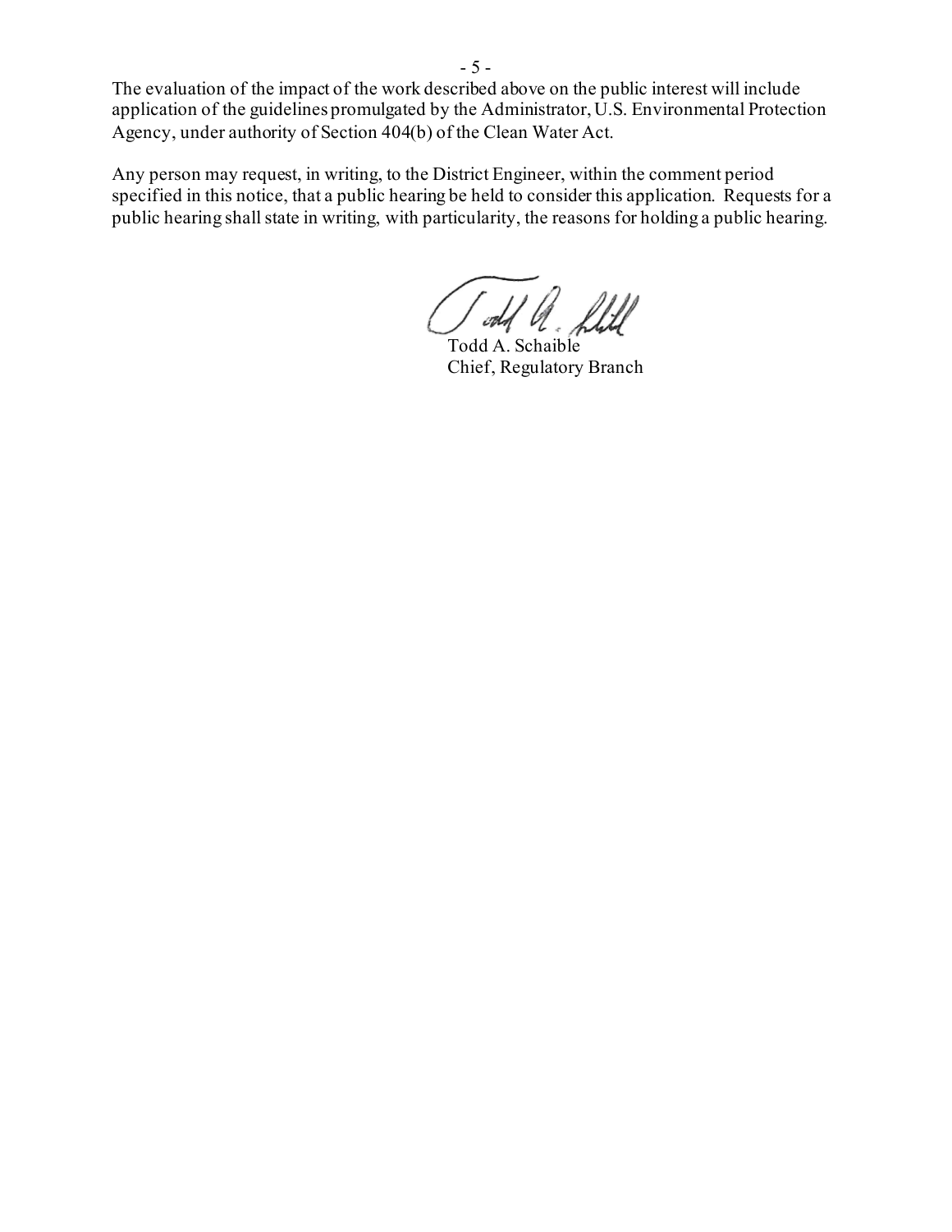The evaluation of the impact of the work described above on the public interest will include application of the guidelines promulgated by the Administrator, U.S. Environmental Protection Agency, under authority of Section 404(b) of the Clean Water Act.

Any person may request, in writing, to the District Engineer, within the comment period specified in this notice, that a public hearing be held to consider this application. Requests for a public hearing shall state in writing, with particularity, the reasons for holding a public hearing.

Todd A. Schaible
Chief, Regulatory Branch